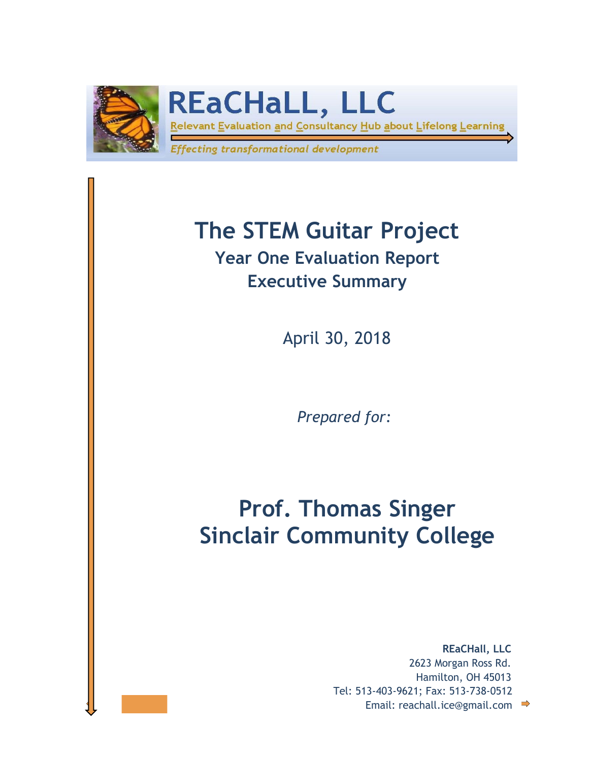**REaCHaLL, LLC**

Relevant Evaluation and Consultancy Hub about Lifelong Learning

*Effecting transformational development*

# The STEM Guitar Project

## Year One Evaluation Report
## Executive Summary

April 30, 2018

*Prepared for:*

# Prof. Thomas Singer
# Sinclair Community College

**REaCHall, LLC**
2623 Morgan Ross Rd.
Hamilton, OH 45013
Tel: 513-403-9621; Fax: 513-738-0512
Email: reachall.ice@gmail.com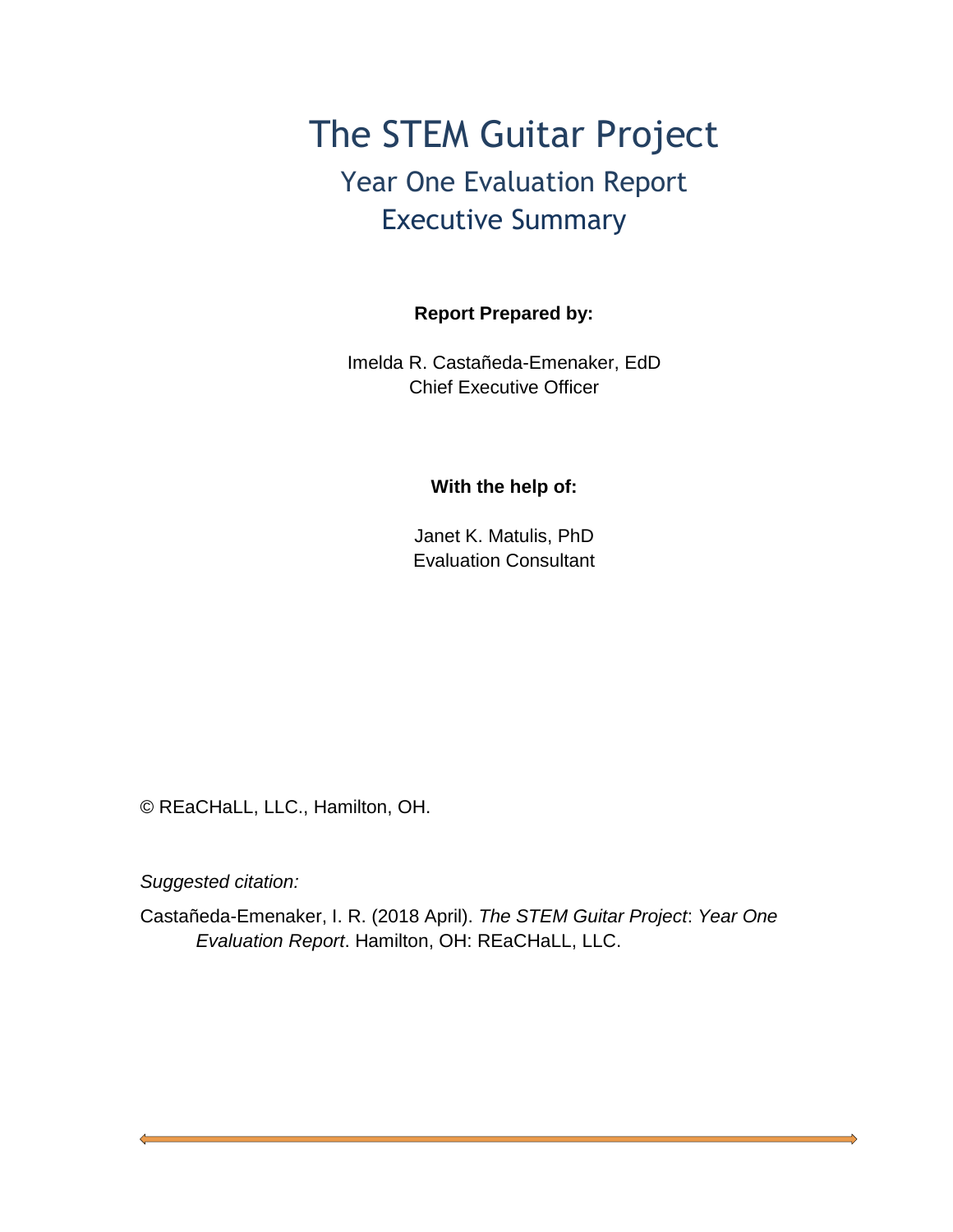# The STEM Guitar Project

## Year One Evaluation Report

## Executive Summary

**Report Prepared by:**

Imelda R. Castañeda-Emenaker, EdD
Chief Executive Officer

**With the help of:**

Janet K. Matulis, PhD
Evaluation Consultant

© REaCHaLL, LLC., Hamilton, OH.

*Suggested citation:*

Castañeda-Emenaker, I. R. (2018 April). *The STEM Guitar Project*: *Year One Evaluation Report*. Hamilton, OH: REaCHaLL, LLC.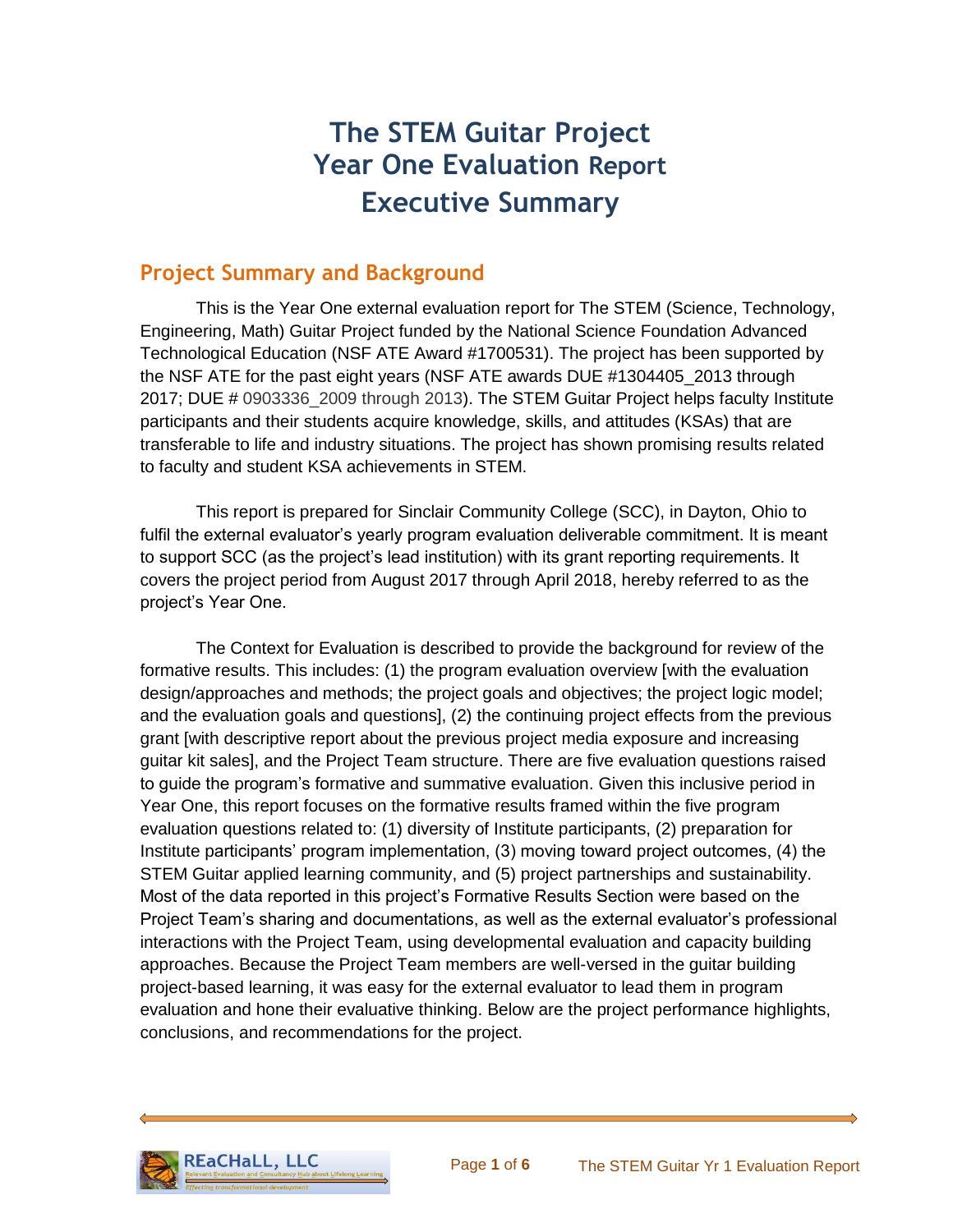# The STEM Guitar Project Year One Evaluation Report Executive Summary

## Project Summary and Background

This is the Year One external evaluation report for The STEM (Science, Technology, Engineering, Math) Guitar Project funded by the National Science Foundation Advanced Technological Education (NSF ATE Award #1700531). The project has been supported by the NSF ATE for the past eight years (NSF ATE awards DUE #1304405_2013 through 2017; DUE # 0903336_2009 through 2013). The STEM Guitar Project helps faculty Institute participants and their students acquire knowledge, skills, and attitudes (KSAs) that are transferable to life and industry situations. The project has shown promising results related to faculty and student KSA achievements in STEM.

This report is prepared for Sinclair Community College (SCC), in Dayton, Ohio to fulfil the external evaluator's yearly program evaluation deliverable commitment. It is meant to support SCC (as the project's lead institution) with its grant reporting requirements. It covers the project period from August 2017 through April 2018, hereby referred to as the project's Year One.

The Context for Evaluation is described to provide the background for review of the formative results. This includes: (1) the program evaluation overview [with the evaluation design/approaches and methods; the project goals and objectives; the project logic model; and the evaluation goals and questions], (2) the continuing project effects from the previous grant [with descriptive report about the previous project media exposure and increasing guitar kit sales], and the Project Team structure. There are five evaluation questions raised to guide the program's formative and summative evaluation. Given this inclusive period in Year One, this report focuses on the formative results framed within the five program evaluation questions related to: (1) diversity of Institute participants, (2) preparation for Institute participants' program implementation, (3) moving toward project outcomes, (4) the STEM Guitar applied learning community, and (5) project partnerships and sustainability. Most of the data reported in this project's Formative Results Section were based on the Project Team's sharing and documentations, as well as the external evaluator's professional interactions with the Project Team, using developmental evaluation and capacity building approaches. Because the Project Team members are well-versed in the guitar building project-based learning, it was easy for the external evaluator to lead them in program evaluation and hone their evaluative thinking. Below are the project performance highlights, conclusions, and recommendations for the project.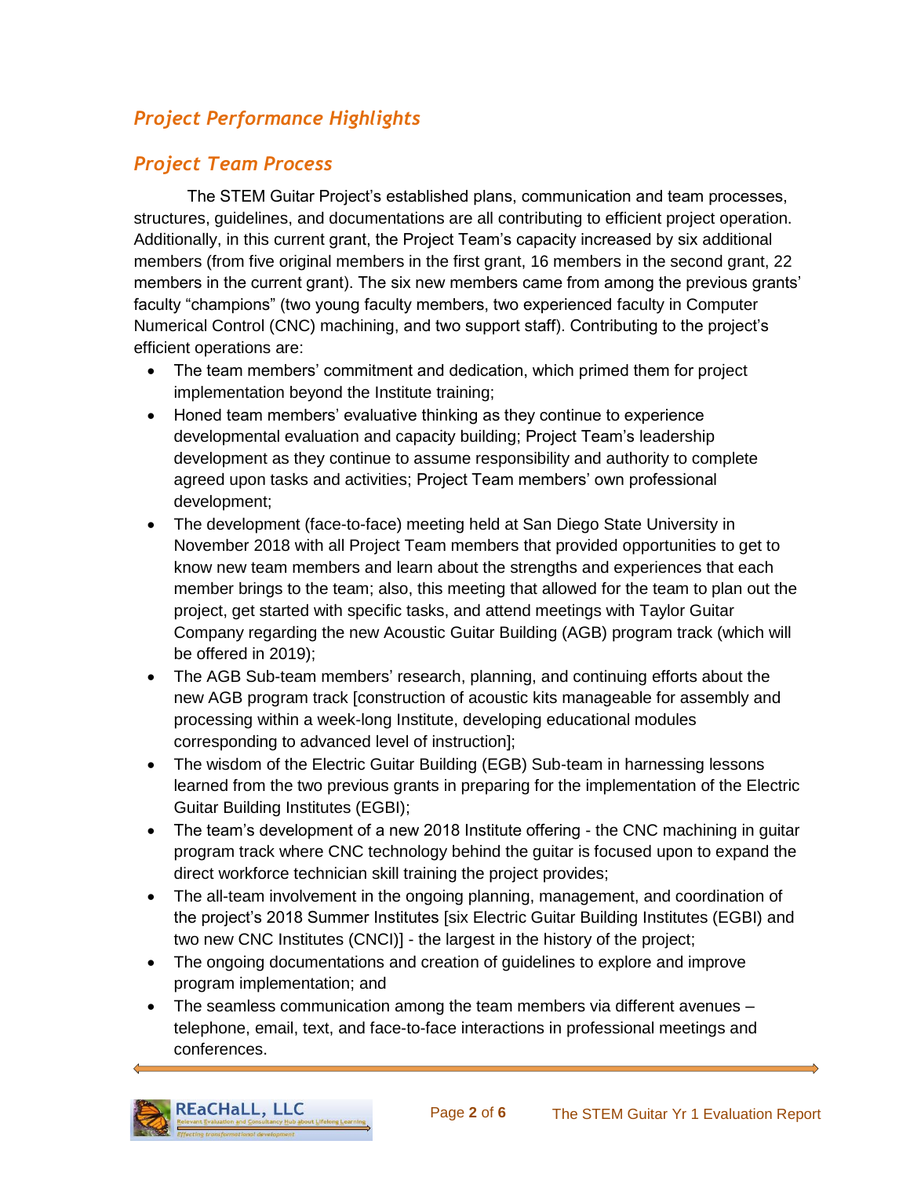## *Project Performance Highlights*

## *Project Team Process*

The STEM Guitar Project's established plans, communication and team processes, structures, guidelines, and documentations are all contributing to efficient project operation. Additionally, in this current grant, the Project Team's capacity increased by six additional members (from five original members in the first grant, 16 members in the second grant, 22 members in the current grant). The six new members came from among the previous grants' faculty "champions" (two young faculty members, two experienced faculty in Computer Numerical Control (CNC) machining, and two support staff). Contributing to the project's efficient operations are:

- The team members' commitment and dedication, which primed them for project implementation beyond the Institute training;
- Honed team members' evaluative thinking as they continue to experience developmental evaluation and capacity building; Project Team's leadership development as they continue to assume responsibility and authority to complete agreed upon tasks and activities; Project Team members' own professional development;
- The development (face-to-face) meeting held at San Diego State University in November 2018 with all Project Team members that provided opportunities to get to know new team members and learn about the strengths and experiences that each member brings to the team; also, this meeting that allowed for the team to plan out the project, get started with specific tasks, and attend meetings with Taylor Guitar Company regarding the new Acoustic Guitar Building (AGB) program track (which will be offered in 2019);
- The AGB Sub-team members' research, planning, and continuing efforts about the new AGB program track [construction of acoustic kits manageable for assembly and processing within a week-long Institute, developing educational modules corresponding to advanced level of instruction];
- The wisdom of the Electric Guitar Building (EGB) Sub-team in harnessing lessons learned from the two previous grants in preparing for the implementation of the Electric Guitar Building Institutes (EGBI);
- The team's development of a new 2018 Institute offering - the CNC machining in guitar program track where CNC technology behind the guitar is focused upon to expand the direct workforce technician skill training the project provides;
- The all-team involvement in the ongoing planning, management, and coordination of the project's 2018 Summer Institutes [six Electric Guitar Building Institutes (EGBI) and two new CNC Institutes (CNCI)] - the largest in the history of the project;
- The ongoing documentations and creation of guidelines to explore and improve program implementation; and
- The seamless communication among the team members via different avenues – telephone, email, text, and face-to-face interactions in professional meetings and conferences.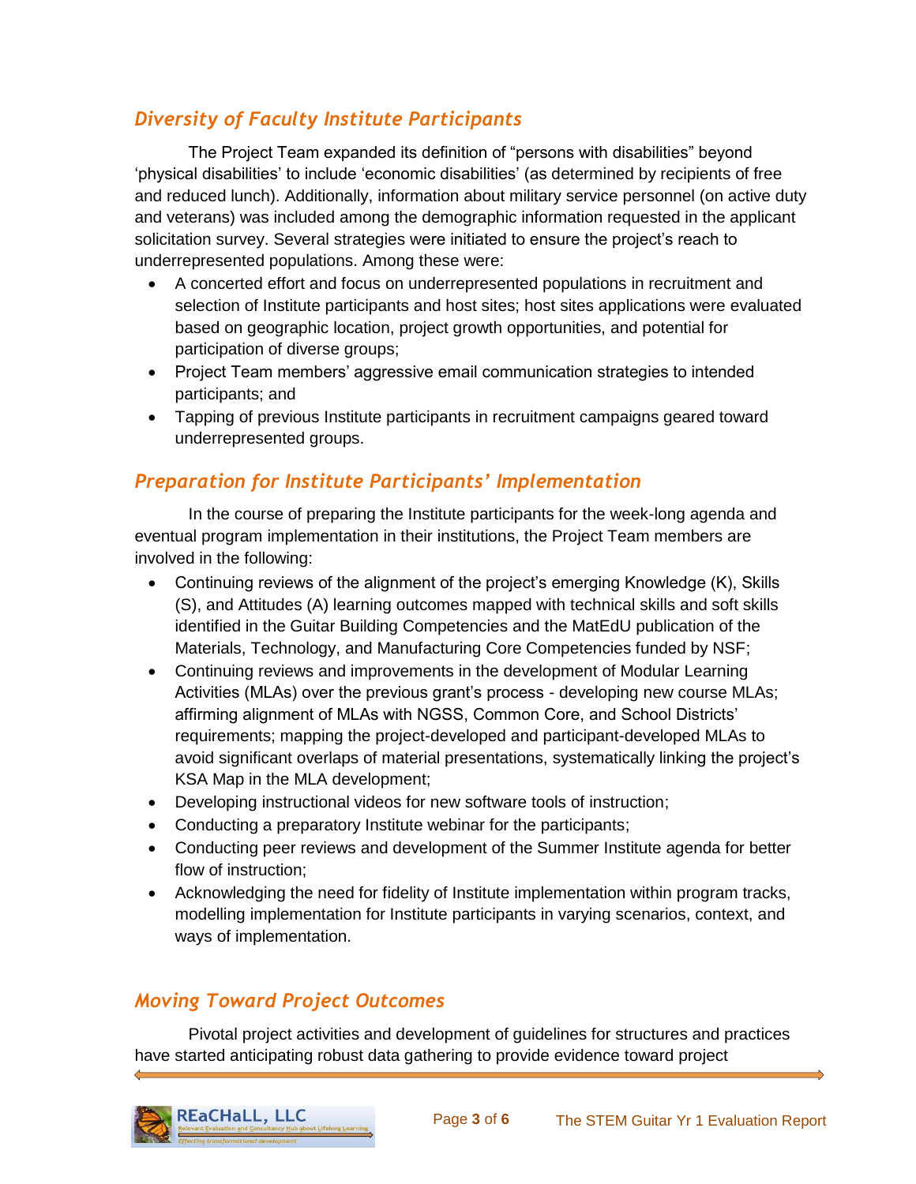## *Diversity of Faculty Institute Participants*

The Project Team expanded its definition of “persons with disabilities” beyond ‘physical disabilities’ to include ‘economic disabilities’ (as determined by recipients of free and reduced lunch). Additionally, information about military service personnel (on active duty and veterans) was included among the demographic information requested in the applicant solicitation survey. Several strategies were initiated to ensure the project’s reach to underrepresented populations. Among these were:

- A concerted effort and focus on underrepresented populations in recruitment and selection of Institute participants and host sites; host sites applications were evaluated based on geographic location, project growth opportunities, and potential for participation of diverse groups;
- Project Team members’ aggressive email communication strategies to intended participants; and
- Tapping of previous Institute participants in recruitment campaigns geared toward underrepresented groups.

## *Preparation for Institute Participants’ Implementation*

In the course of preparing the Institute participants for the week-long agenda and eventual program implementation in their institutions, the Project Team members are involved in the following:

- Continuing reviews of the alignment of the project’s emerging Knowledge (K), Skills (S), and Attitudes (A) learning outcomes mapped with technical skills and soft skills identified in the Guitar Building Competencies and the MatEdU publication of the Materials, Technology, and Manufacturing Core Competencies funded by NSF;
- Continuing reviews and improvements in the development of Modular Learning Activities (MLAs) over the previous grant’s process - developing new course MLAs; affirming alignment of MLAs with NGSS, Common Core, and School Districts’ requirements; mapping the project-developed and participant-developed MLAs to avoid significant overlaps of material presentations, systematically linking the project’s KSA Map in the MLA development;
- Developing instructional videos for new software tools of instruction;
- Conducting a preparatory Institute webinar for the participants;
- Conducting peer reviews and development of the Summer Institute agenda for better flow of instruction;
- Acknowledging the need for fidelity of Institute implementation within program tracks, modelling implementation for Institute participants in varying scenarios, context, and ways of implementation.

## *Moving Toward Project Outcomes*

Pivotal project activities and development of guidelines for structures and practices have started anticipating robust data gathering to provide evidence toward project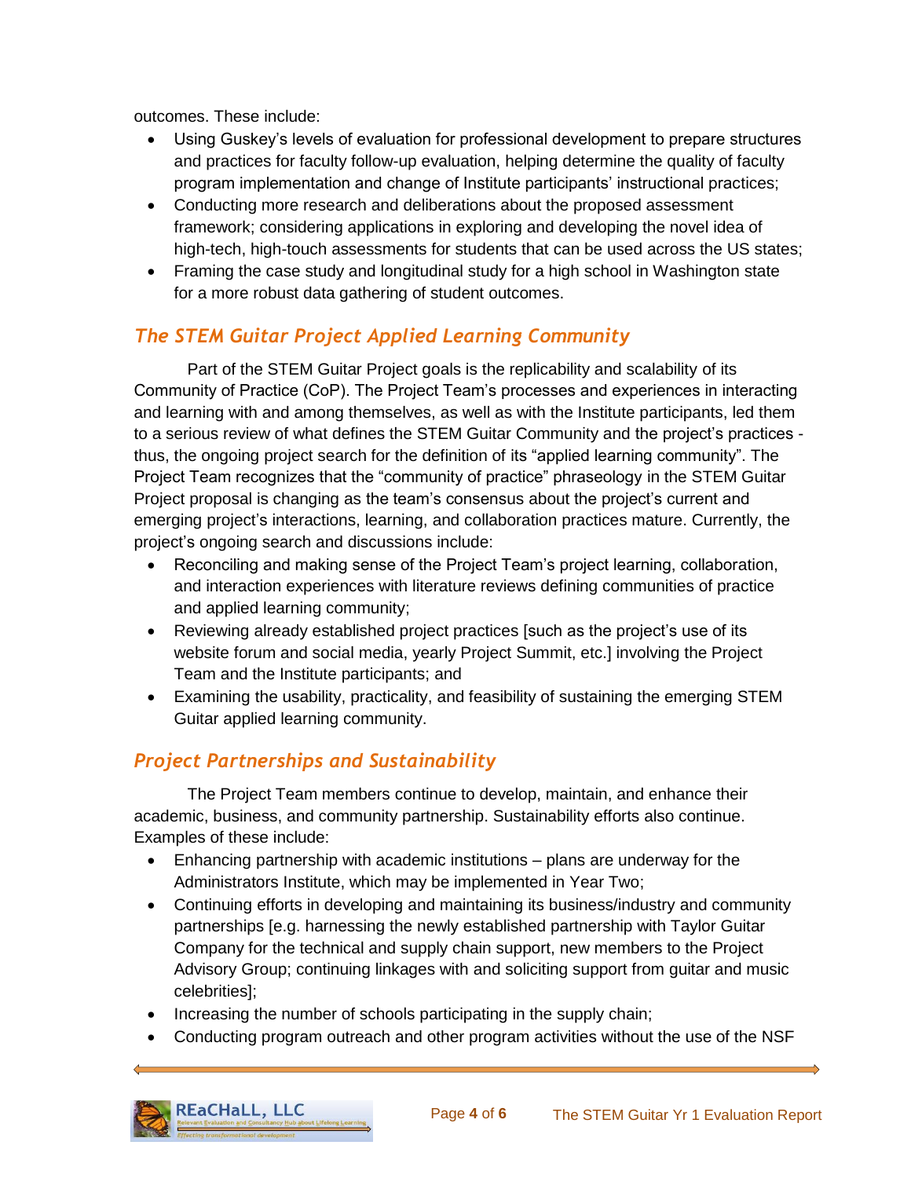outcomes. These include:

- Using Guskey's levels of evaluation for professional development to prepare structures and practices for faculty follow-up evaluation, helping determine the quality of faculty program implementation and change of Institute participants' instructional practices;
- Conducting more research and deliberations about the proposed assessment framework; considering applications in exploring and developing the novel idea of high-tech, high-touch assessments for students that can be used across the US states;
- Framing the case study and longitudinal study for a high school in Washington state for a more robust data gathering of student outcomes.

## *The STEM Guitar Project Applied Learning Community*

Part of the STEM Guitar Project goals is the replicability and scalability of its Community of Practice (CoP). The Project Team's processes and experiences in interacting and learning with and among themselves, as well as with the Institute participants, led them to a serious review of what defines the STEM Guitar Community and the project's practices - thus, the ongoing project search for the definition of its "applied learning community". The Project Team recognizes that the "community of practice" phraseology in the STEM Guitar Project proposal is changing as the team's consensus about the project's current and emerging project's interactions, learning, and collaboration practices mature. Currently, the project's ongoing search and discussions include:

- Reconciling and making sense of the Project Team's project learning, collaboration, and interaction experiences with literature reviews defining communities of practice and applied learning community;
- Reviewing already established project practices [such as the project's use of its website forum and social media, yearly Project Summit, etc.] involving the Project Team and the Institute participants; and
- Examining the usability, practicality, and feasibility of sustaining the emerging STEM Guitar applied learning community.

## *Project Partnerships and Sustainability*

The Project Team members continue to develop, maintain, and enhance their academic, business, and community partnership. Sustainability efforts also continue. Examples of these include:

- Enhancing partnership with academic institutions – plans are underway for the Administrators Institute, which may be implemented in Year Two;
- Continuing efforts in developing and maintaining its business/industry and community partnerships [e.g. harnessing the newly established partnership with Taylor Guitar Company for the technical and supply chain support, new members to the Project Advisory Group; continuing linkages with and soliciting support from guitar and music celebrities];
- Increasing the number of schools participating in the supply chain;
- Conducting program outreach and other program activities without the use of the NSF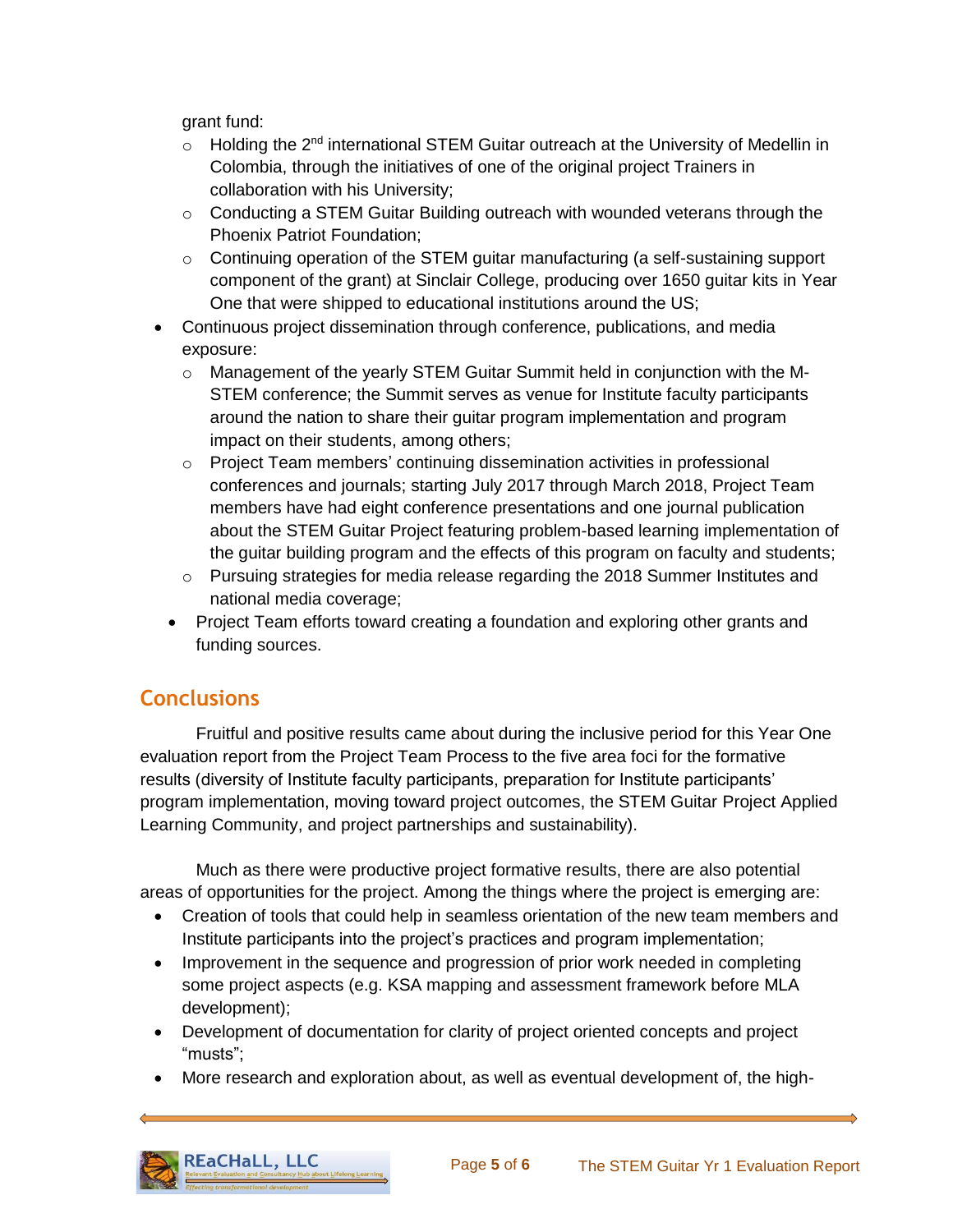grant fund:

  - Holding the 2nd international STEM Guitar outreach at the University of Medellin in Colombia, through the initiatives of one of the original project Trainers in collaboration with his University;
  - Conducting a STEM Guitar Building outreach with wounded veterans through the Phoenix Patriot Foundation;
  - Continuing operation of the STEM guitar manufacturing (a self-sustaining support component of the grant) at Sinclair College, producing over 1650 guitar kits in Year One that were shipped to educational institutions around the US;
- Continuous project dissemination through conference, publications, and media exposure:
  - Management of the yearly STEM Guitar Summit held in conjunction with the M-STEM conference; the Summit serves as venue for Institute faculty participants around the nation to share their guitar program implementation and program impact on their students, among others;
  - Project Team members' continuing dissemination activities in professional conferences and journals; starting July 2017 through March 2018, Project Team members have had eight conference presentations and one journal publication about the STEM Guitar Project featuring problem-based learning implementation of the guitar building program and the effects of this program on faculty and students;
  - Pursuing strategies for media release regarding the 2018 Summer Institutes and national media coverage;
- Project Team efforts toward creating a foundation and exploring other grants and funding sources.

## Conclusions

Fruitful and positive results came about during the inclusive period for this Year One evaluation report from the Project Team Process to the five area foci for the formative results (diversity of Institute faculty participants, preparation for Institute participants' program implementation, moving toward project outcomes, the STEM Guitar Project Applied Learning Community, and project partnerships and sustainability).

Much as there were productive project formative results, there are also potential areas of opportunities for the project. Among the things where the project is emerging are:

- Creation of tools that could help in seamless orientation of the new team members and Institute participants into the project's practices and program implementation;
- Improvement in the sequence and progression of prior work needed in completing some project aspects (e.g. KSA mapping and assessment framework before MLA development);
- Development of documentation for clarity of project oriented concepts and project "musts";
- More research and exploration about, as well as eventual development of, the high-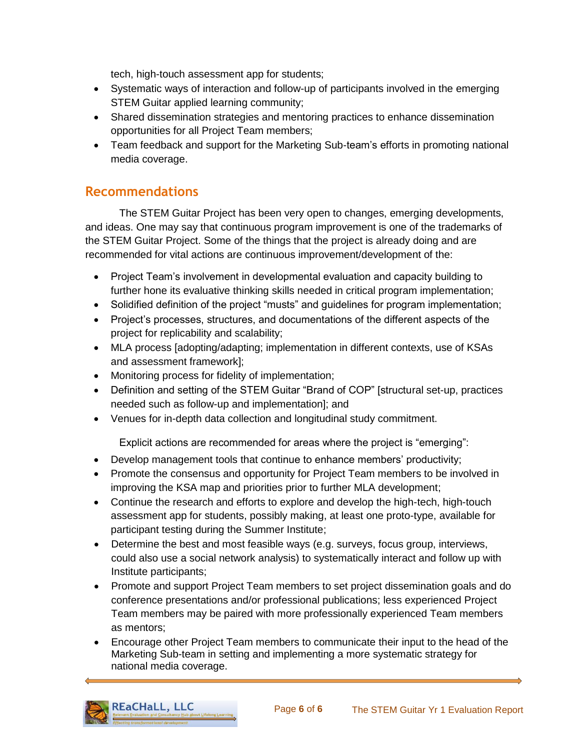tech, high-touch assessment app for students;

- Systematic ways of interaction and follow-up of participants involved in the emerging STEM Guitar applied learning community;
- Shared dissemination strategies and mentoring practices to enhance dissemination opportunities for all Project Team members;
- Team feedback and support for the Marketing Sub-team's efforts in promoting national media coverage.

## Recommendations

The STEM Guitar Project has been very open to changes, emerging developments, and ideas. One may say that continuous program improvement is one of the trademarks of the STEM Guitar Project. Some of the things that the project is already doing and are recommended for vital actions are continuous improvement/development of the:

- Project Team's involvement in developmental evaluation and capacity building to further hone its evaluative thinking skills needed in critical program implementation;
- Solidified definition of the project "musts" and guidelines for program implementation;
- Project's processes, structures, and documentations of the different aspects of the project for replicability and scalability;
- MLA process [adopting/adapting; implementation in different contexts, use of KSAs and assessment framework];
- Monitoring process for fidelity of implementation;
- Definition and setting of the STEM Guitar "Brand of COP" [structural set-up, practices needed such as follow-up and implementation]; and
- Venues for in-depth data collection and longitudinal study commitment.

Explicit actions are recommended for areas where the project is "emerging":

- Develop management tools that continue to enhance members' productivity;
- Promote the consensus and opportunity for Project Team members to be involved in improving the KSA map and priorities prior to further MLA development;
- Continue the research and efforts to explore and develop the high-tech, high-touch assessment app for students, possibly making, at least one proto-type, available for participant testing during the Summer Institute;
- Determine the best and most feasible ways (e.g. surveys, focus group, interviews, could also use a social network analysis) to systematically interact and follow up with Institute participants;
- Promote and support Project Team members to set project dissemination goals and do conference presentations and/or professional publications; less experienced Project Team members may be paired with more professionally experienced Team members as mentors;
- Encourage other Project Team members to communicate their input to the head of the Marketing Sub-team in setting and implementing a more systematic strategy for national media coverage.